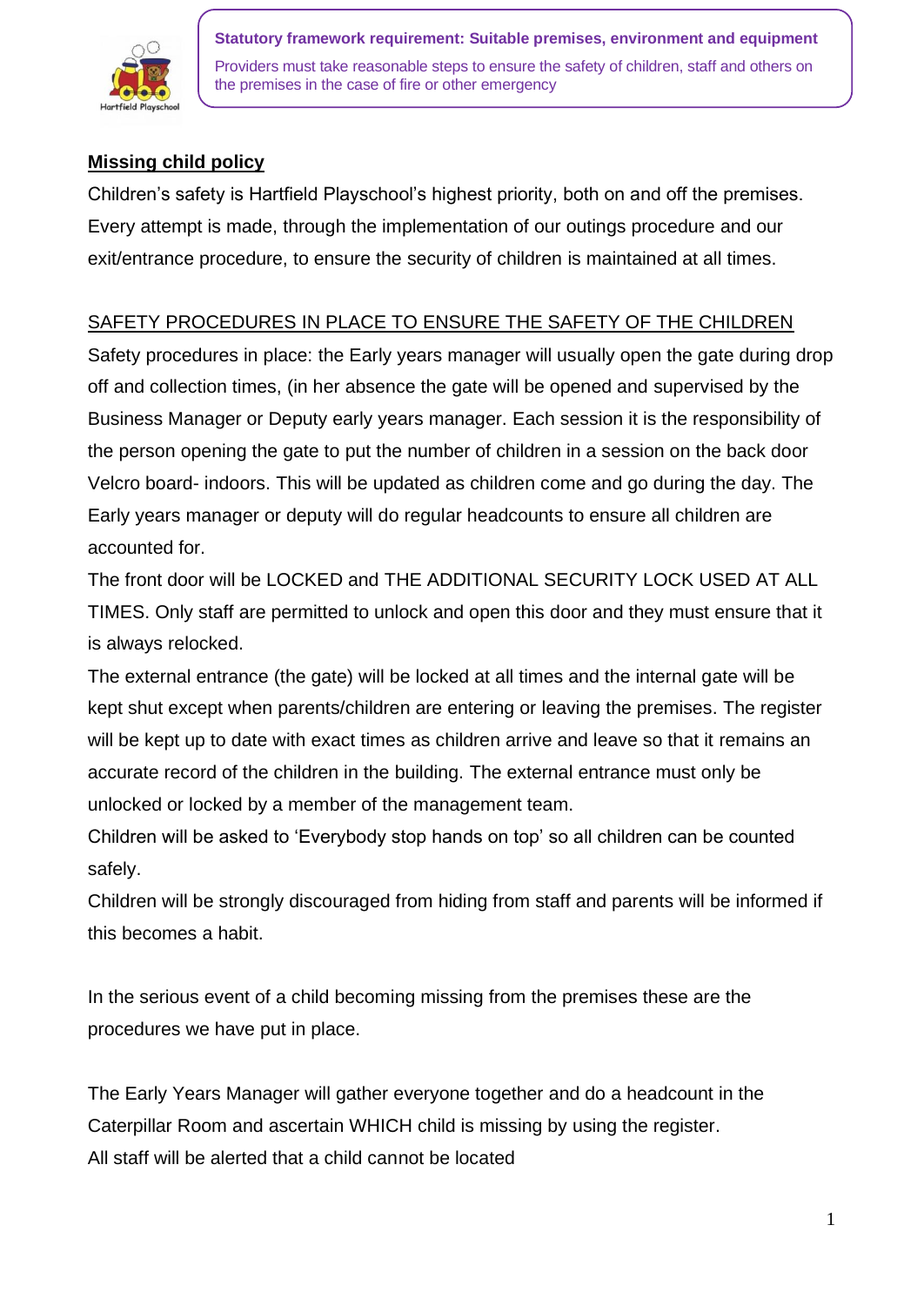**Statutory framework requirement: Suitable premises, environment and equipment**

Providers must take reasonable steps to ensure the safety of children, staff and others on the premises in the case of fire or other emergency

## Missing child policy

Children's safety is Hartfield Playschool's highest priority, both on and off the premises. Every attempt is made, through the implementation of our outings procedure and our exit/entrance procedure, to ensure the security of children is maintained at all times.

### SAFETY PROCEDURES IN PLACE TO ENSURE THE SAFETY OF THE CHILDREN

Safety procedures in place: the Early years manager will usually open the gate during drop off and collection times, (in her absence the gate will be opened and supervised by the Business Manager or Deputy early years manager. Each session it is the responsibility of the person opening the gate to put the number of children in a session on the back door Velcro board- indoors. This will be updated as children come and go during the day. The Early years manager or deputy will do regular headcounts to ensure all children are accounted for.

The front door will be LOCKED and THE ADDITIONAL SECURITY LOCK USED AT ALL TIMES. Only staff are permitted to unlock and open this door and they must ensure that it is always relocked.

The external entrance (the gate) will be locked at all times and the internal gate will be kept shut except when parents/children are entering or leaving the premises. The register will be kept up to date with exact times as children arrive and leave so that it remains an accurate record of the children in the building. The external entrance must only be unlocked or locked by a member of the management team.

Children will be asked to 'Everybody stop hands on top' so all children can be counted safely.

Children will be strongly discouraged from hiding from staff and parents will be informed if this becomes a habit.

In the serious event of a child becoming missing from the premises these are the procedures we have put in place.

The Early Years Manager will gather everyone together and do a headcount in the Caterpillar Room and ascertain WHICH child is missing by using the register.

All staff will be alerted that a child cannot be located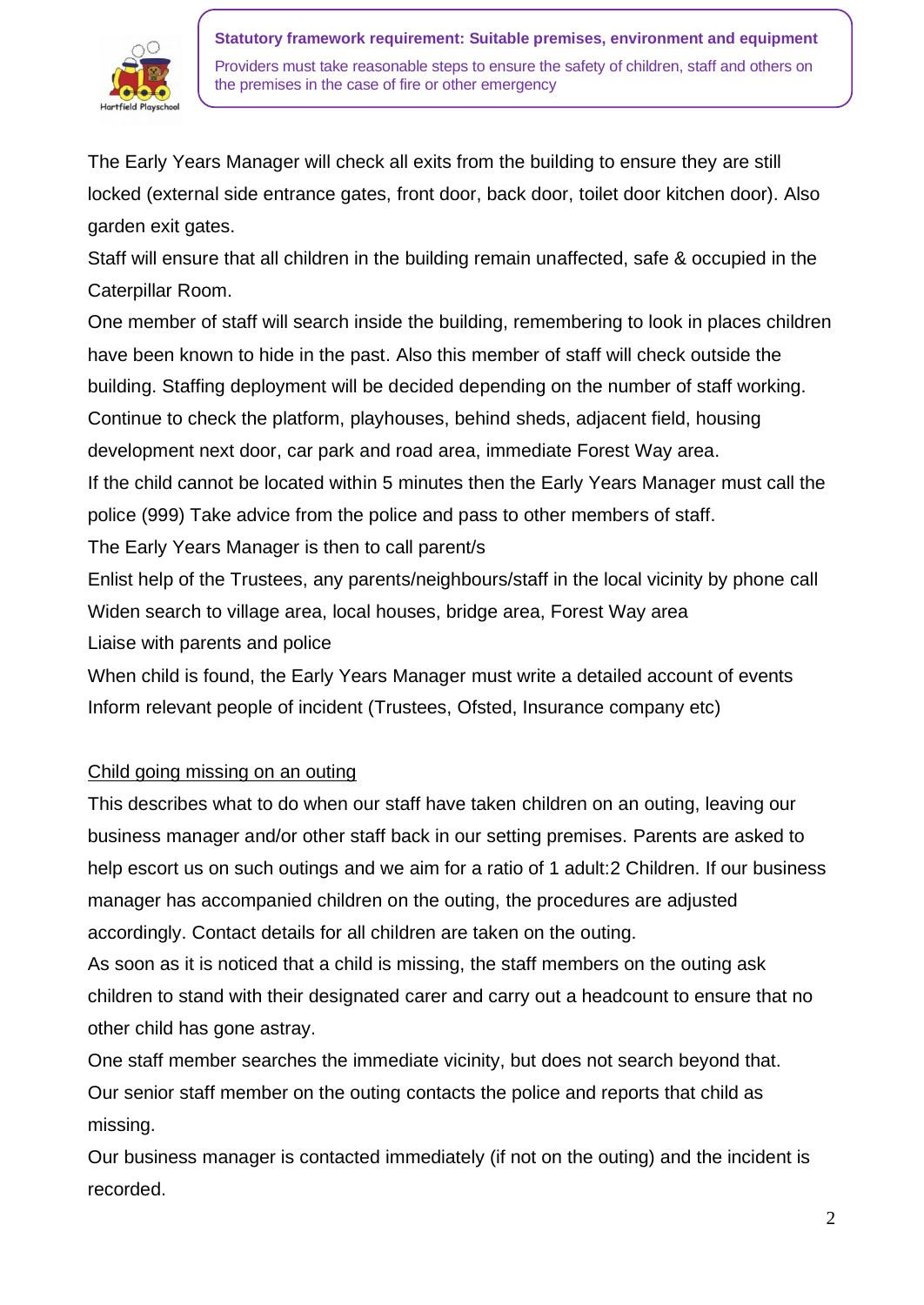**Statutory framework requirement: Suitable premises, environment and equipment**

Providers must take reasonable steps to ensure the safety of children, staff and others on the premises in the case of fire or other emergency

The Early Years Manager will check all exits from the building to ensure they are still locked (external side entrance gates, front door, back door, toilet door kitchen door). Also garden exit gates.

Staff will ensure that all children in the building remain unaffected, safe & occupied in the Caterpillar Room.

One member of staff will search inside the building, remembering to look in places children have been known to hide in the past. Also this member of staff will check outside the building. Staffing deployment will be decided depending on the number of staff working.

Continue to check the platform, playhouses, behind sheds, adjacent field, housing development next door, car park and road area, immediate Forest Way area.

If the child cannot be located within 5 minutes then the Early Years Manager must call the police (999) Take advice from the police and pass to other members of staff.

The Early Years Manager is then to call parent/s

Enlist help of the Trustees, any parents/neighbours/staff in the local vicinity by phone call

Widen search to village area, local houses, bridge area, Forest Way area

Liaise with parents and police

When child is found, the Early Years Manager must write a detailed account of events

Inform relevant people of incident (Trustees, Ofsted, Insurance company etc)

<u>Child going missing on an outing</u>

This describes what to do when our staff have taken children on an outing, leaving our business manager and/or other staff back in our setting premises. Parents are asked to help escort us on such outings and we aim for a ratio of 1 adult:2 Children. If our business manager has accompanied children on the outing, the procedures are adjusted accordingly. Contact details for all children are taken on the outing.

As soon as it is noticed that a child is missing, the staff members on the outing ask children to stand with their designated carer and carry out a headcount to ensure that no other child has gone astray.

One staff member searches the immediate vicinity, but does not search beyond that.

Our senior staff member on the outing contacts the police and reports that child as missing.

Our business manager is contacted immediately (if not on the outing) and the incident is recorded.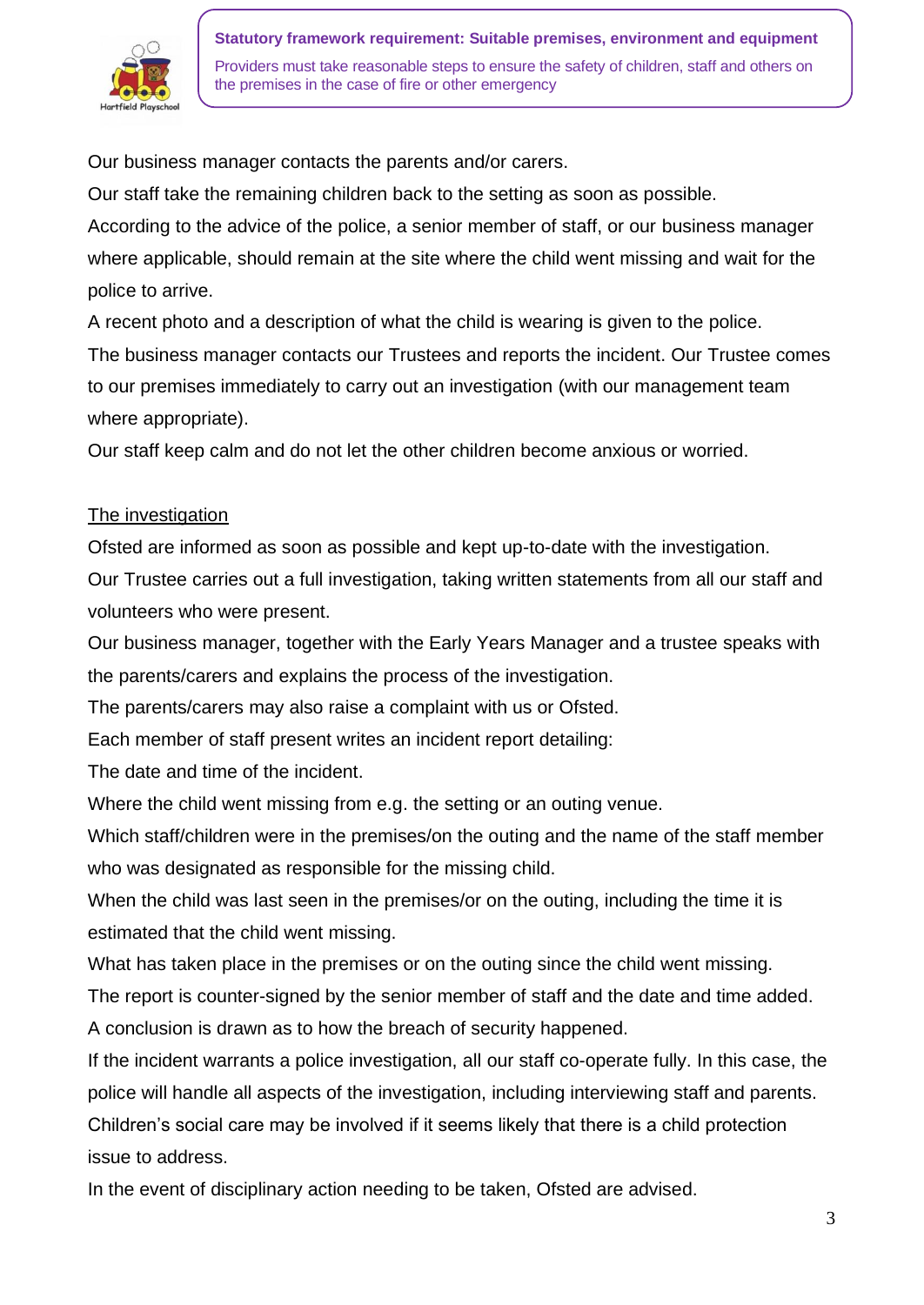**Statutory framework requirement: Suitable premises, environment and equipment**

Providers must take reasonable steps to ensure the safety of children, staff and others on the premises in the case of fire or other emergency

Our business manager contacts the parents and/or carers.

Our staff take the remaining children back to the setting as soon as possible.

According to the advice of the police, a senior member of staff, or our business manager where applicable, should remain at the site where the child went missing and wait for the police to arrive.

A recent photo and a description of what the child is wearing is given to the police.

The business manager contacts our Trustees and reports the incident. Our Trustee comes to our premises immediately to carry out an investigation (with our management team where appropriate).

Our staff keep calm and do not let the other children become anxious or worried.

<u>The investigation</u>

Ofsted are informed as soon as possible and kept up-to-date with the investigation.

Our Trustee carries out a full investigation, taking written statements from all our staff and volunteers who were present.

Our business manager, together with the Early Years Manager and a trustee speaks with the parents/carers and explains the process of the investigation.

The parents/carers may also raise a complaint with us or Ofsted.

Each member of staff present writes an incident report detailing:

The date and time of the incident.

Where the child went missing from e.g. the setting or an outing venue.

Which staff/children were in the premises/on the outing and the name of the staff member who was designated as responsible for the missing child.

When the child was last seen in the premises/or on the outing, including the time it is estimated that the child went missing.

What has taken place in the premises or on the outing since the child went missing.

The report is counter-signed by the senior member of staff and the date and time added.

A conclusion is drawn as to how the breach of security happened.

If the incident warrants a police investigation, all our staff co-operate fully. In this case, the police will handle all aspects of the investigation, including interviewing staff and parents.

Children's social care may be involved if it seems likely that there is a child protection issue to address.

In the event of disciplinary action needing to be taken, Ofsted are advised.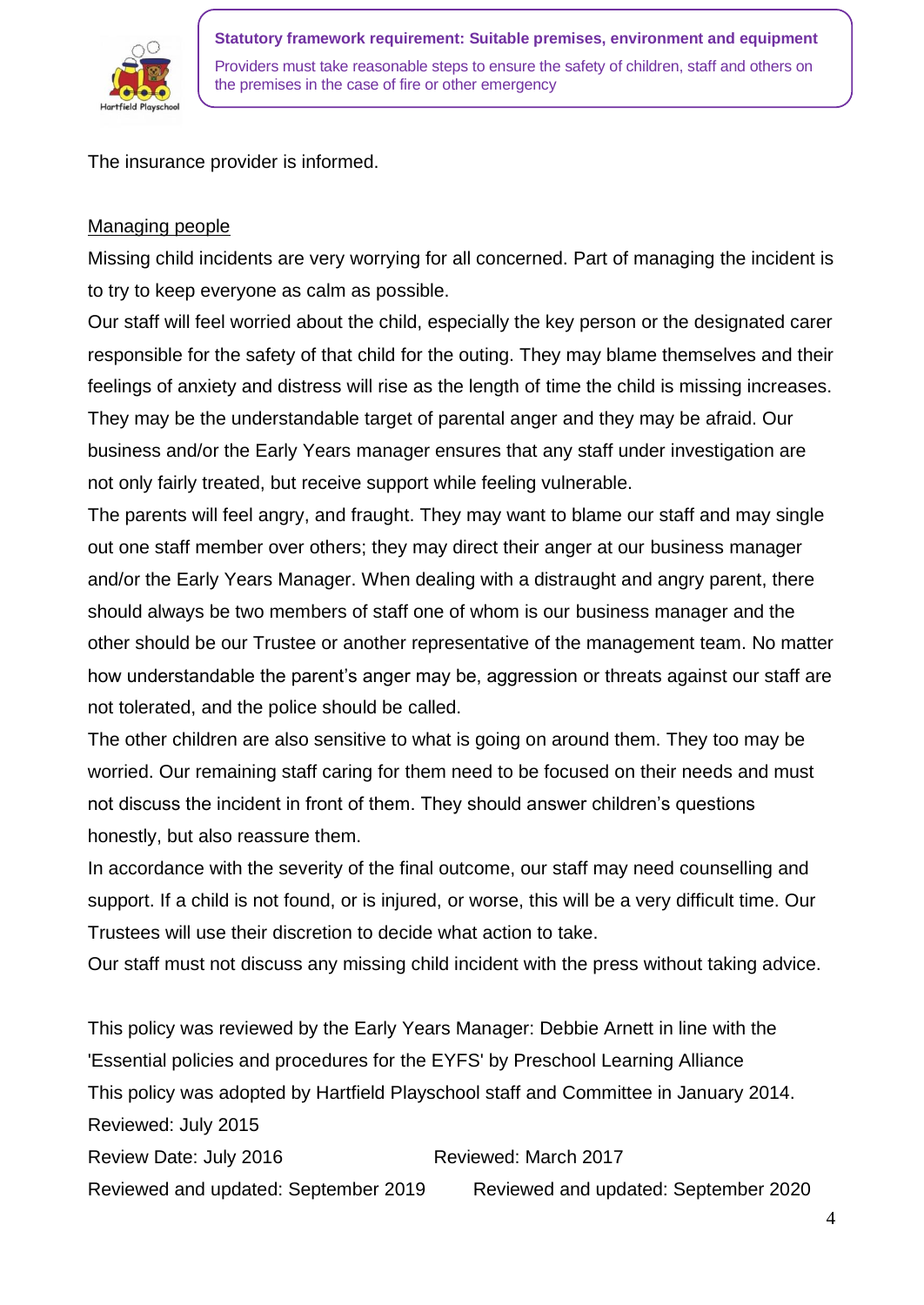**Statistical framework requirement: Suitable premises, environment and equipment**

Providers must take reasonable steps to ensure the safety of children, staff and others on the premises in the case of fire or other emergency

The insurance provider is informed.

Managing people

Missing child incidents are very worrying for all concerned. Part of managing the incident is to try to keep everyone as calm as possible.

Our staff will feel worried about the child, especially the key person or the designated carer responsible for the safety of that child for the outing. They may blame themselves and their feelings of anxiety and distress will rise as the length of time the child is missing increases. They may be the understandable target of parental anger and they may be afraid. Our business and/or the Early Years manager ensures that any staff under investigation are not only fairly treated, but receive support while feeling vulnerable.

The parents will feel angry, and fraught. They may want to blame our staff and may single out one staff member over others; they may direct their anger at our business manager and/or the Early Years Manager. When dealing with a distraught and angry parent, there should always be two members of staff one of whom is our business manager and the other should be our Trustee or another representative of the management team. No matter how understandable the parent's anger may be, aggression or threats against our staff are not tolerated, and the police should be called.

The other children are also sensitive to what is going on around them. They too may be worried. Our remaining staff caring for them need to be focused on their needs and must not discuss the incident in front of them. They should answer children's questions honestly, but also reassure them.

In accordance with the severity of the final outcome, our staff may need counselling and support. If a child is not found, or is injured, or worse, this will be a very difficult time. Our Trustees will use their discretion to decide what action to take.

Our staff must not discuss any missing child incident with the press without taking advice.

This policy was reviewed by the Early Years Manager: Debbie Arnett in line with the 'Essential policies and procedures for the EYFS' by Preschool Learning Alliance

This policy was adopted by Hartfield Playschool staff and Committee in January 2014.

Reviewed: July 2015

Review Date: July 2016 Reviewed: March 2017

Reviewed and updated: September 2019 Reviewed and updated: September 2020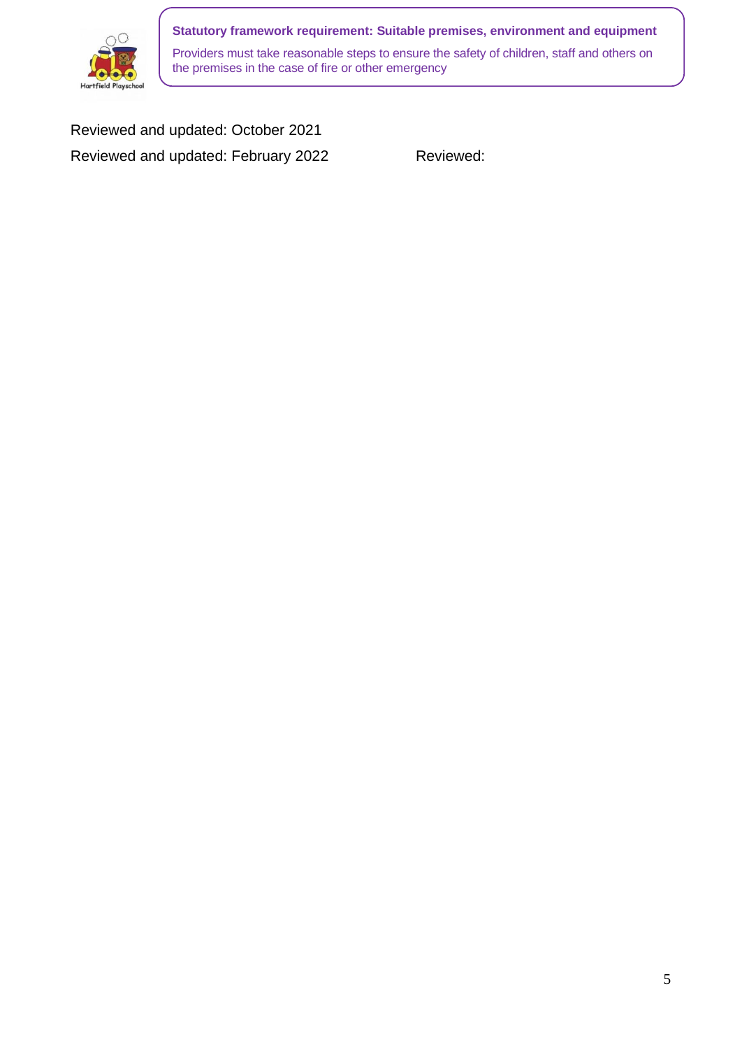**Statutory framework requirement: Suitable premises, environment and equipment**

Providers must take reasonable steps to ensure the safety of children, staff and others on the premises in the case of fire or other emergency

Reviewed and updated: October 2021

Reviewed and updated: February 2022 Reviewed: